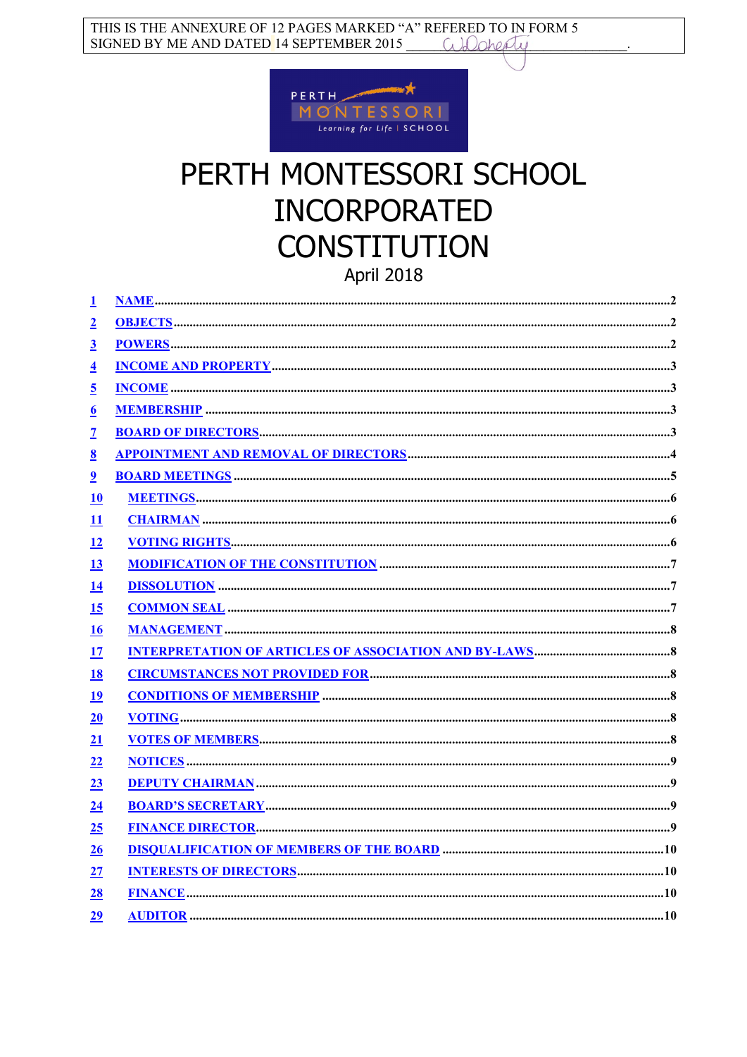THIS IS THE ANNEXURE OF 12 PAGES MARKED "A" REFERED TO IN FORM 5 SIGNED BY ME AND DATED 14 SEPTEMBER 2015 ____________________.

PERTH MONTESSORI Learning for Life | SCHOOL

# PERTH MONTESSORI SCHOOL INCORPORATED CONSTITUTION

April 2018

| | | |
|---|---|---|
| 1 | NAME | 2 |
| 2 | OBJECTS | 2 |
| 3 | POWERS | 2 |
| 4 | INCOME AND PROPERTY | 3 |
| 5 | INCOME | 3 |
| 6 | MEMBERSHIP | 3 |
| 7 | BOARD OF DIRECTORS | 3 |
| 8 | APPOINTMENT AND REMOVAL OF DIRECTORS | 4 |
| 9 | BOARD MEETINGS | 5 |
| 10 | MEETINGS | 6 |
| 11 | CHAIRMAN | 6 |
| 12 | VOTING RIGHTS | 6 |
| 13 | MODIFICATION OF THE CONSTITUTION | 7 |
| 14 | DISSOLUTION | 7 |
| 15 | COMMON SEAL | 7 |
| 16 | MANAGEMENT | 8 |
| 17 | INTERPRETATION OF ARTICLES OF ASSOCIATION AND BY-LAWS | 8 |
| 18 | CIRCUMSTANCES NOT PROVIDED FOR | 8 |
| 19 | CONDITIONS OF MEMBERSHIP | 8 |
| 20 | VOTING | 8 |
| 21 | VOTES OF MEMBERS | 8 |
| 22 | NOTICES | 9 |
| 23 | DEPUTY CHAIRMAN | 9 |
| 24 | BOARD'S SECRETARY | 9 |
| 25 | FINANCE DIRECTOR | 9 |
| 26 | DISQUALIFICATION OF MEMBERS OF THE BOARD | 10 |
| 27 | INTERESTS OF DIRECTORS | 10 |
| 28 | FINANCE | 10 |
| 29 | AUDITOR | 10 |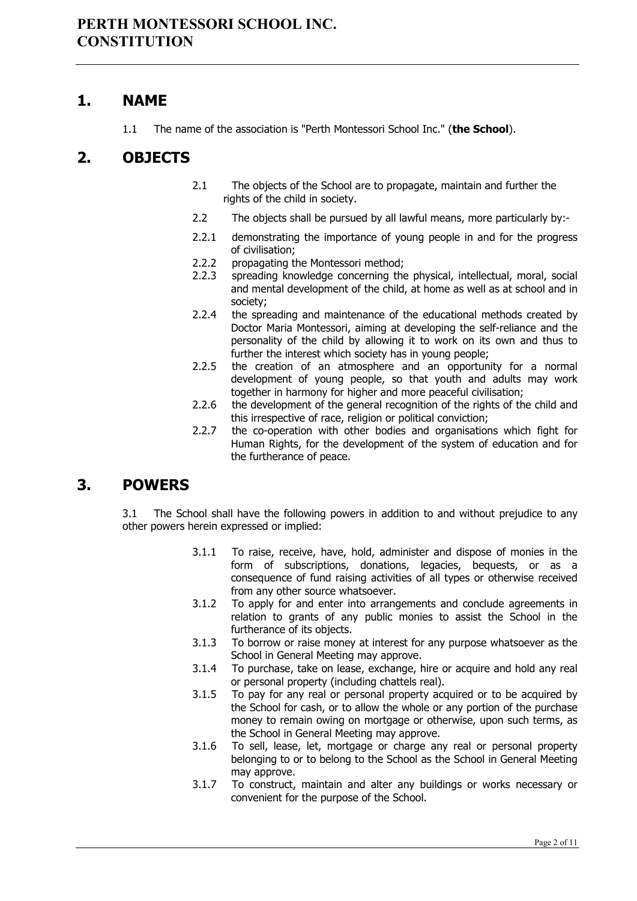## 1. NAME

1.1 The name of the association is "Perth Montessori School Inc." (**the School**).

## 2. OBJECTS

2.1 The objects of the School are to propagate, maintain and further the rights of the child in society.

2.2 The objects shall be pursued by all lawful means, more particularly by:-

2.2.1 demonstrating the importance of young people in and for the progress of civilisation;

2.2.2 propagating the Montessori method;

2.2.3 spreading knowledge concerning the physical, intellectual, moral, social and mental development of the child, at home as well as at school and in society;

2.2.4 the spreading and maintenance of the educational methods created by Doctor Maria Montessori, aiming at developing the self-reliance and the personality of the child by allowing it to work on its own and thus to further the interest which society has in young people;

2.2.5 the creation of an atmosphere and an opportunity for a normal development of young people, so that youth and adults may work together in harmony for higher and more peaceful civilisation;

2.2.6 the development of the general recognition of the rights of the child and this irrespective of race, religion or political conviction;

2.2.7 the co-operation with other bodies and organisations which fight for Human Rights, for the development of the system of education and for the furtherance of peace.

## 3. POWERS

3.1 The School shall have the following powers in addition to and without prejudice to any other powers herein expressed or implied:

3.1.1 To raise, receive, have, hold, administer and dispose of monies in the form of subscriptions, donations, legacies, bequests, or as a consequence of fund raising activities of all types or otherwise received from any other source whatsoever.

3.1.2 To apply for and enter into arrangements and conclude agreements in relation to grants of any public monies to assist the School in the furtherance of its objects.

3.1.3 To borrow or raise money at interest for any purpose whatsoever as the School in General Meeting may approve.

3.1.4 To purchase, take on lease, exchange, hire or acquire and hold any real or personal property (including chattels real).

3.1.5 To pay for any real or personal property acquired or to be acquired by the School for cash, or to allow the whole or any portion of the purchase money to remain owing on mortgage or otherwise, upon such terms, as the School in General Meeting may approve.

3.1.6 To sell, lease, let, mortgage or charge any real or personal property belonging to or to belong to the School as the School in General Meeting may approve.

3.1.7 To construct, maintain and alter any buildings or works necessary or convenient for the purpose of the School.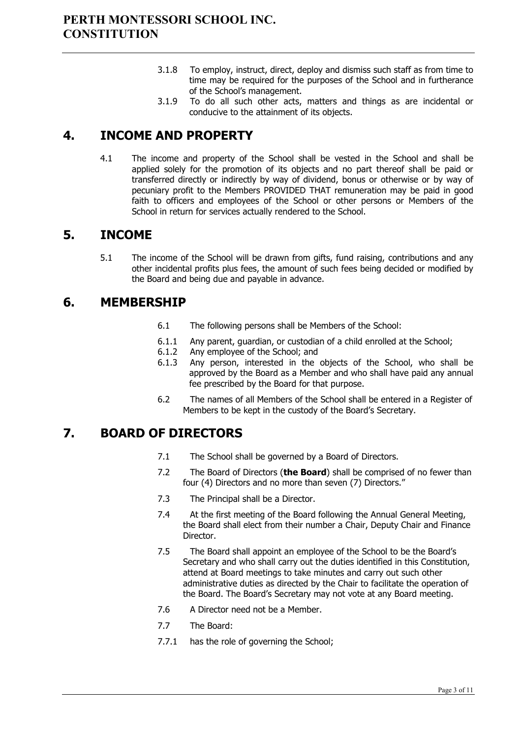3.1.8 To employ, instruct, direct, deploy and dismiss such staff as from time to time may be required for the purposes of the School and in furtherance of the School's management.

3.1.9 To do all such other acts, matters and things as are incidental or conducive to the attainment of its objects.

## 4. INCOME AND PROPERTY

4.1 The income and property of the School shall be vested in the School and shall be applied solely for the promotion of its objects and no part thereof shall be paid or transferred directly or indirectly by way of dividend, bonus or otherwise or by way of pecuniary profit to the Members PROVIDED THAT remuneration may be paid in good faith to officers and employees of the School or other persons or Members of the School in return for services actually rendered to the School.

## 5. INCOME

5.1 The income of the School will be drawn from gifts, fund raising, contributions and any other incidental profits plus fees, the amount of such fees being decided or modified by the Board and being due and payable in advance.

## 6. MEMBERSHIP

6.1 The following persons shall be Members of the School:

6.1.1 Any parent, guardian, or custodian of a child enrolled at the School;

6.1.2 Any employee of the School; and

6.1.3 Any person, interested in the objects of the School, who shall be approved by the Board as a Member and who shall have paid any annual fee prescribed by the Board for that purpose.

6.2 The names of all Members of the School shall be entered in a Register of Members to be kept in the custody of the Board's Secretary.

## 7. BOARD OF DIRECTORS

7.1 The School shall be governed by a Board of Directors.

7.2 The Board of Directors (**the Board**) shall be comprised of no fewer than four (4) Directors and no more than seven (7) Directors."

7.3 The Principal shall be a Director.

7.4 At the first meeting of the Board following the Annual General Meeting, the Board shall elect from their number a Chair, Deputy Chair and Finance Director.

7.5 The Board shall appoint an employee of the School to be the Board's Secretary and who shall carry out the duties identified in this Constitution, attend at Board meetings to take minutes and carry out such other administrative duties as directed by the Chair to facilitate the operation of the Board. The Board's Secretary may not vote at any Board meeting.

7.6 A Director need not be a Member.

7.7 The Board:

7.7.1 has the role of governing the School;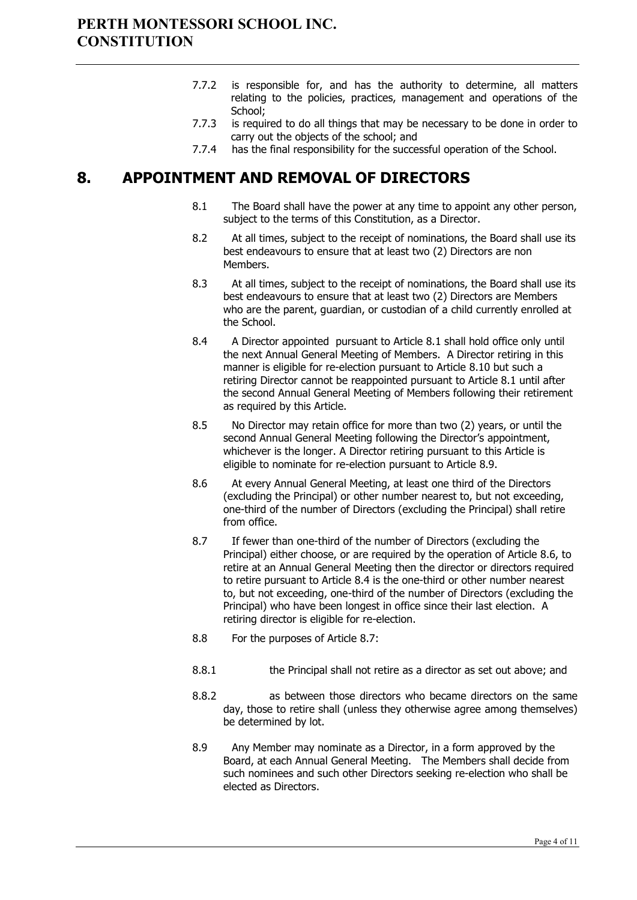7.7.2 is responsible for, and has the authority to determine, all matters relating to the policies, practices, management and operations of the School;

7.7.3 is required to do all things that may be necessary to be done in order to carry out the objects of the school; and

7.7.4 has the final responsibility for the successful operation of the School.

## 8. APPOINTMENT AND REMOVAL OF DIRECTORS

8.1 The Board shall have the power at any time to appoint any other person, subject to the terms of this Constitution, as a Director.

8.2 At all times, subject to the receipt of nominations, the Board shall use its best endeavours to ensure that at least two (2) Directors are non Members.

8.3 At all times, subject to the receipt of nominations, the Board shall use its best endeavours to ensure that at least two (2) Directors are Members who are the parent, guardian, or custodian of a child currently enrolled at the School.

8.4 A Director appointed pursuant to Article 8.1 shall hold office only until the next Annual General Meeting of Members. A Director retiring in this manner is eligible for re-election pursuant to Article 8.10 but such a retiring Director cannot be reappointed pursuant to Article 8.1 until after the second Annual General Meeting of Members following their retirement as required by this Article.

8.5 No Director may retain office for more than two (2) years, or until the second Annual General Meeting following the Director's appointment, whichever is the longer. A Director retiring pursuant to this Article is eligible to nominate for re-election pursuant to Article 8.9.

8.6 At every Annual General Meeting, at least one third of the Directors (excluding the Principal) or other number nearest to, but not exceeding, one-third of the number of Directors (excluding the Principal) shall retire from office.

8.7 If fewer than one-third of the number of Directors (excluding the Principal) either choose, or are required by the operation of Article 8.6, to retire at an Annual General Meeting then the director or directors required to retire pursuant to Article 8.4 is the one-third or other number nearest to, but not exceeding, one-third of the number of Directors (excluding the Principal) who have been longest in office since their last election. A retiring director is eligible for re-election.

8.8 For the purposes of Article 8.7:

8.8.1 the Principal shall not retire as a director as set out above; and

8.8.2 as between those directors who became directors on the same day, those to retire shall (unless they otherwise agree among themselves) be determined by lot.

8.9 Any Member may nominate as a Director, in a form approved by the Board, at each Annual General Meeting. The Members shall decide from such nominees and such other Directors seeking re-election who shall be elected as Directors.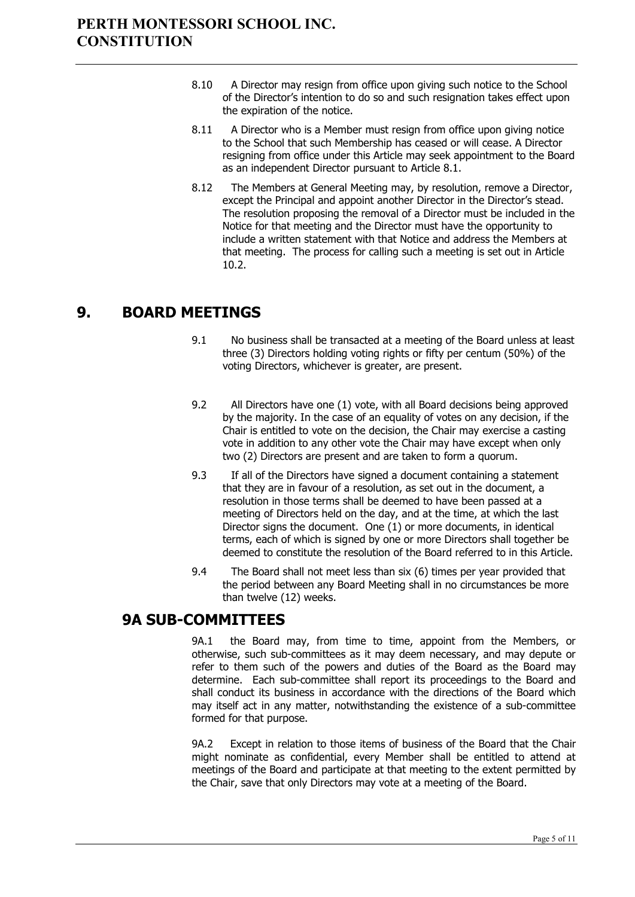8.10 A Director may resign from office upon giving such notice to the School of the Director's intention to do so and such resignation takes effect upon the expiration of the notice.

8.11 A Director who is a Member must resign from office upon giving notice to the School that such Membership has ceased or will cease. A Director resigning from office under this Article may seek appointment to the Board as an independent Director pursuant to Article 8.1.

8.12 The Members at General Meeting may, by resolution, remove a Director, except the Principal and appoint another Director in the Director's stead. The resolution proposing the removal of a Director must be included in the Notice for that meeting and the Director must have the opportunity to include a written statement with that Notice and address the Members at that meeting. The process for calling such a meeting is set out in Article 10.2.

## 9. BOARD MEETINGS

9.1 No business shall be transacted at a meeting of the Board unless at least three (3) Directors holding voting rights or fifty per centum (50%) of the voting Directors, whichever is greater, are present.

9.2 All Directors have one (1) vote, with all Board decisions being approved by the majority. In the case of an equality of votes on any decision, if the Chair is entitled to vote on the decision, the Chair may exercise a casting vote in addition to any other vote the Chair may have except when only two (2) Directors are present and are taken to form a quorum.

9.3 If all of the Directors have signed a document containing a statement that they are in favour of a resolution, as set out in the document, a resolution in those terms shall be deemed to have been passed at a meeting of Directors held on the day, and at the time, at which the last Director signs the document. One (1) or more documents, in identical terms, each of which is signed by one or more Directors shall together be deemed to constitute the resolution of the Board referred to in this Article.

9.4 The Board shall not meet less than six (6) times per year provided that the period between any Board Meeting shall in no circumstances be more than twelve (12) weeks.

## 9A SUB-COMMITTEES

9A.1 the Board may, from time to time, appoint from the Members, or otherwise, such sub-committees as it may deem necessary, and may depute or refer to them such of the powers and duties of the Board as the Board may determine. Each sub-committee shall report its proceedings to the Board and shall conduct its business in accordance with the directions of the Board which may itself act in any matter, notwithstanding the existence of a sub-committee formed for that purpose.

9A.2 Except in relation to those items of business of the Board that the Chair might nominate as confidential, every Member shall be entitled to attend at meetings of the Board and participate at that meeting to the extent permitted by the Chair, save that only Directors may vote at a meeting of the Board.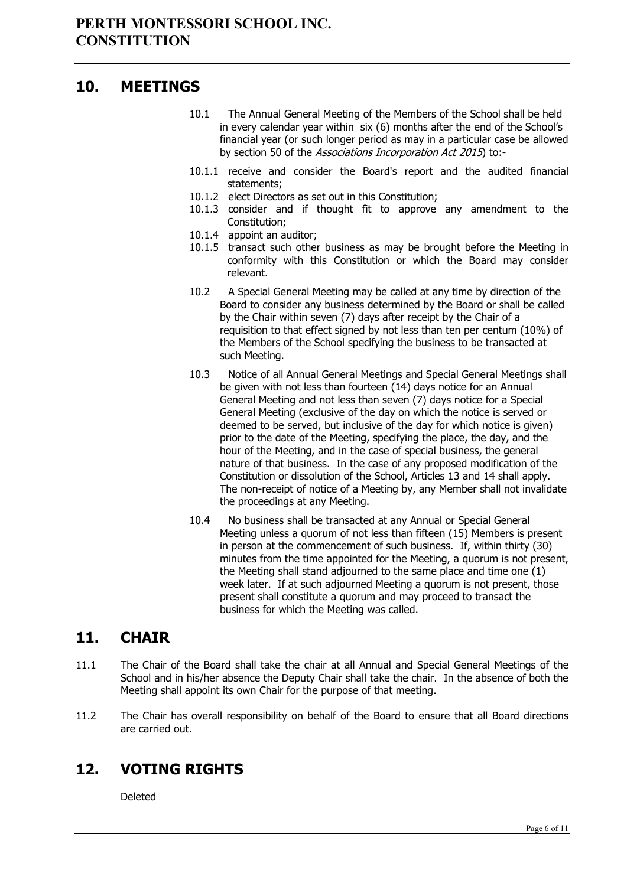## 10. MEETINGS

10.1 The Annual General Meeting of the Members of the School shall be held in every calendar year within six (6) months after the end of the School's financial year (or such longer period as may in a particular case be allowed by section 50 of the *Associations Incorporation Act 2015*) to:-

10.1.1 receive and consider the Board's report and the audited financial statements;

10.1.2 elect Directors as set out in this Constitution;

10.1.3 consider and if thought fit to approve any amendment to the Constitution;

10.1.4 appoint an auditor;

10.1.5 transact such other business as may be brought before the Meeting in conformity with this Constitution or which the Board may consider relevant.

10.2 A Special General Meeting may be called at any time by direction of the Board to consider any business determined by the Board or shall be called by the Chair within seven (7) days after receipt by the Chair of a requisition to that effect signed by not less than ten per centum (10%) of the Members of the School specifying the business to be transacted at such Meeting.

10.3 Notice of all Annual General Meetings and Special General Meetings shall be given with not less than fourteen (14) days notice for an Annual General Meeting and not less than seven (7) days notice for a Special General Meeting (exclusive of the day on which the notice is served or deemed to be served, but inclusive of the day for which notice is given) prior to the date of the Meeting, specifying the place, the day, and the hour of the Meeting, and in the case of special business, the general nature of that business. In the case of any proposed modification of the Constitution or dissolution of the School, Articles 13 and 14 shall apply. The non-receipt of notice of a Meeting by, any Member shall not invalidate the proceedings at any Meeting.

10.4 No business shall be transacted at any Annual or Special General Meeting unless a quorum of not less than fifteen (15) Members is present in person at the commencement of such business. If, within thirty (30) minutes from the time appointed for the Meeting, a quorum is not present, the Meeting shall stand adjourned to the same place and time one (1) week later. If at such adjourned Meeting a quorum is not present, those present shall constitute a quorum and may proceed to transact the business for which the Meeting was called.

## 11. CHAIR

11.1 The Chair of the Board shall take the chair at all Annual and Special General Meetings of the School and in his/her absence the Deputy Chair shall take the chair. In the absence of both the Meeting shall appoint its own Chair for the purpose of that meeting.

11.2 The Chair has overall responsibility on behalf of the Board to ensure that all Board directions are carried out.

## 12. VOTING RIGHTS

Deleted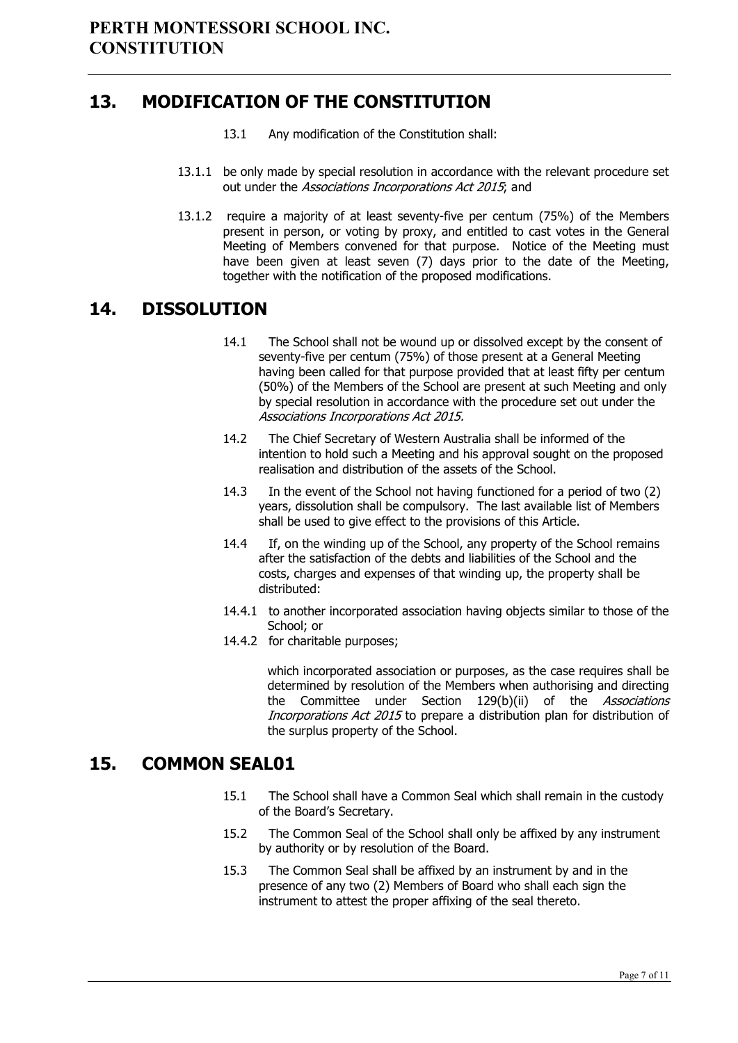## 13. MODIFICATION OF THE CONSTITUTION

13.1 Any modification of the Constitution shall:

13.1.1 be only made by special resolution in accordance with the relevant procedure set out under the *Associations Incorporations Act 2015*; and

13.1.2 require a majority of at least seventy-five per centum (75%) of the Members present in person, or voting by proxy, and entitled to cast votes in the General Meeting of Members convened for that purpose. Notice of the Meeting must have been given at least seven (7) days prior to the date of the Meeting, together with the notification of the proposed modifications.

## 14. DISSOLUTION

14.1 The School shall not be wound up or dissolved except by the consent of seventy-five per centum (75%) of those present at a General Meeting having been called for that purpose provided that at least fifty per centum (50%) of the Members of the School are present at such Meeting and only by special resolution in accordance with the procedure set out under the *Associations Incorporations Act 2015.*

14.2 The Chief Secretary of Western Australia shall be informed of the intention to hold such a Meeting and his approval sought on the proposed realisation and distribution of the assets of the School.

14.3 In the event of the School not having functioned for a period of two (2) years, dissolution shall be compulsory. The last available list of Members shall be used to give effect to the provisions of this Article.

14.4 If, on the winding up of the School, any property of the School remains after the satisfaction of the debts and liabilities of the School and the costs, charges and expenses of that winding up, the property shall be distributed:

14.4.1 to another incorporated association having objects similar to those of the School; or

14.4.2 for charitable purposes;

which incorporated association or purposes, as the case requires shall be determined by resolution of the Members when authorising and directing the Committee under Section 129(b)(ii) of the *Associations Incorporations Act 2015* to prepare a distribution plan for distribution of the surplus property of the School.

## 15. COMMON SEAL01

15.1 The School shall have a Common Seal which shall remain in the custody of the Board's Secretary.

15.2 The Common Seal of the School shall only be affixed by any instrument by authority or by resolution of the Board.

15.3 The Common Seal shall be affixed by an instrument by and in the presence of any two (2) Members of Board who shall each sign the instrument to attest the proper affixing of the seal thereto.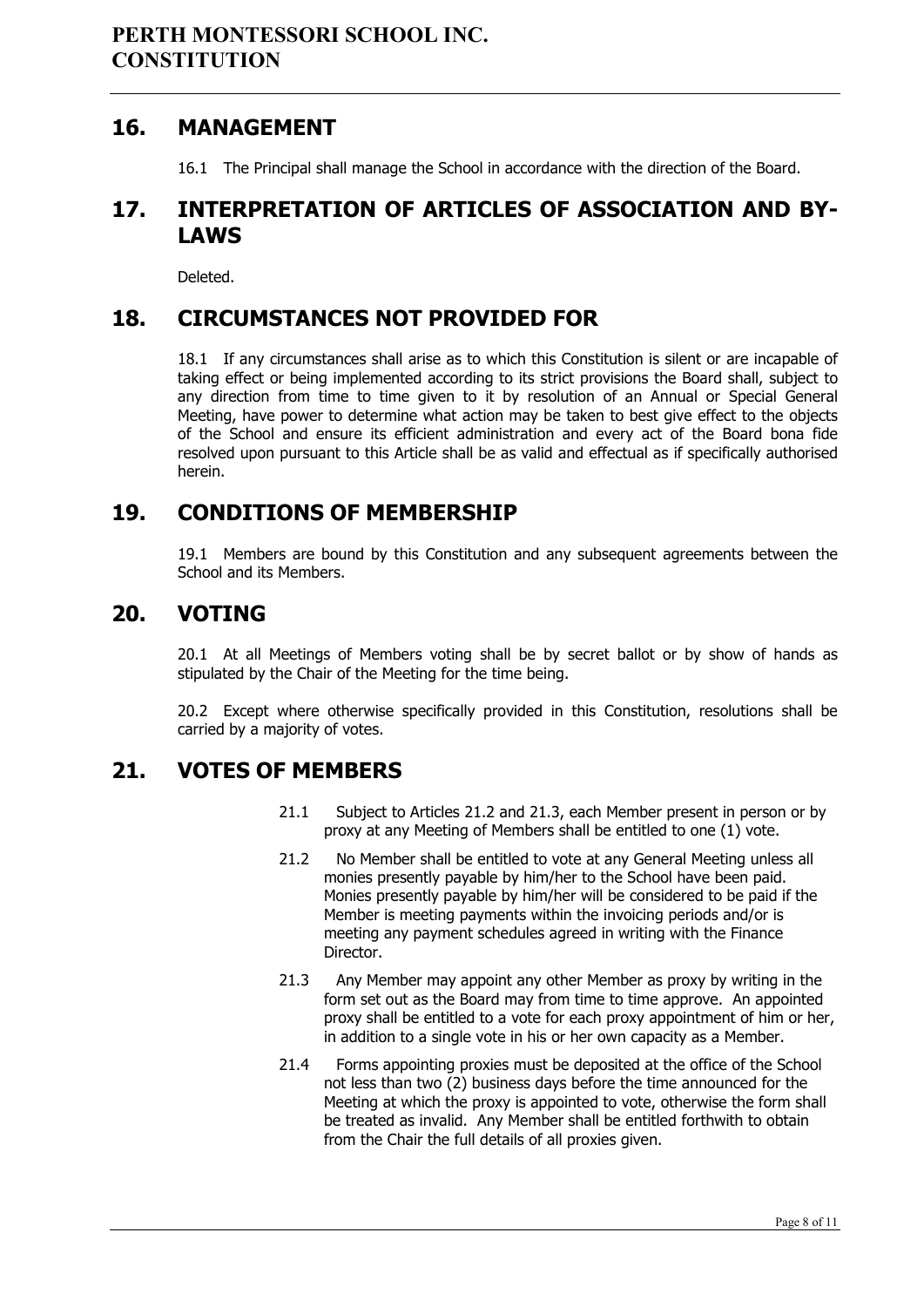## 16. MANAGEMENT

16.1 The Principal shall manage the School in accordance with the direction of the Board.

## 17. INTERPRETATION OF ARTICLES OF ASSOCIATION AND BY-LAWS

Deleted.

## 18. CIRCUMSTANCES NOT PROVIDED FOR

18.1 If any circumstances shall arise as to which this Constitution is silent or are incapable of taking effect or being implemented according to its strict provisions the Board shall, subject to any direction from time to time given to it by resolution of an Annual or Special General Meeting, have power to determine what action may be taken to best give effect to the objects of the School and ensure its efficient administration and every act of the Board bona fide resolved upon pursuant to this Article shall be as valid and effectual as if specifically authorised herein.

## 19. CONDITIONS OF MEMBERSHIP

19.1 Members are bound by this Constitution and any subsequent agreements between the School and its Members.

## 20. VOTING

20.1 At all Meetings of Members voting shall be by secret ballot or by show of hands as stipulated by the Chair of the Meeting for the time being.

20.2 Except where otherwise specifically provided in this Constitution, resolutions shall be carried by a majority of votes.

## 21. VOTES OF MEMBERS

21.1 Subject to Articles 21.2 and 21.3, each Member present in person or by proxy at any Meeting of Members shall be entitled to one (1) vote.

21.2 No Member shall be entitled to vote at any General Meeting unless all monies presently payable by him/her to the School have been paid. Monies presently payable by him/her will be considered to be paid if the Member is meeting payments within the invoicing periods and/or is meeting any payment schedules agreed in writing with the Finance Director.

21.3 Any Member may appoint any other Member as proxy by writing in the form set out as the Board may from time to time approve. An appointed proxy shall be entitled to a vote for each proxy appointment of him or her, in addition to a single vote in his or her own capacity as a Member.

21.4 Forms appointing proxies must be deposited at the office of the School not less than two (2) business days before the time announced for the Meeting at which the proxy is appointed to vote, otherwise the form shall be treated as invalid. Any Member shall be entitled forthwith to obtain from the Chair the full details of all proxies given.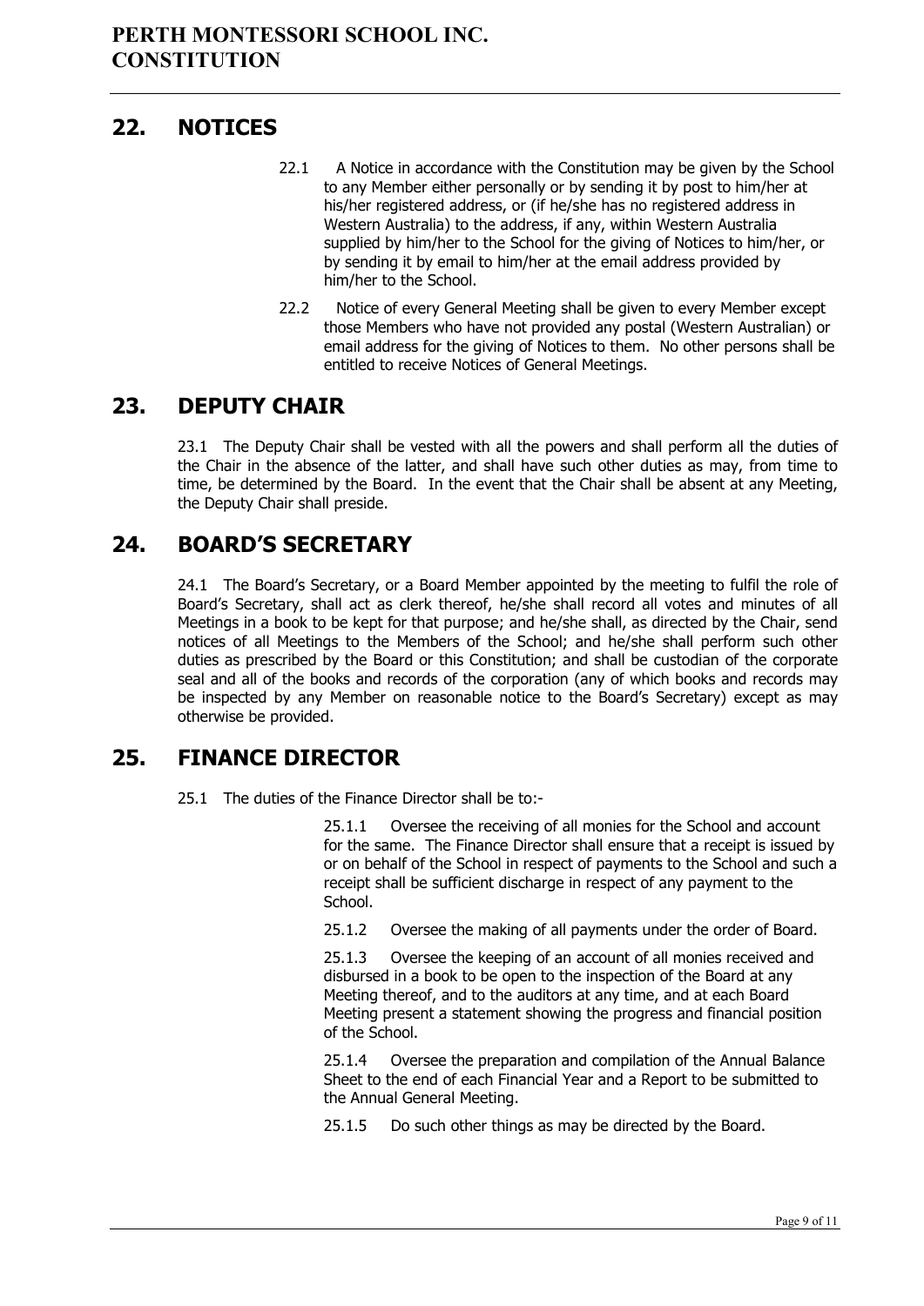## 22. NOTICES

22.1 A Notice in accordance with the Constitution may be given by the School to any Member either personally or by sending it by post to him/her at his/her registered address, or (if he/she has no registered address in Western Australia) to the address, if any, within Western Australia supplied by him/her to the School for the giving of Notices to him/her, or by sending it by email to him/her at the email address provided by him/her to the School.

22.2 Notice of every General Meeting shall be given to every Member except those Members who have not provided any postal (Western Australian) or email address for the giving of Notices to them. No other persons shall be entitled to receive Notices of General Meetings.

## 23. DEPUTY CHAIR

23.1 The Deputy Chair shall be vested with all the powers and shall perform all the duties of the Chair in the absence of the latter, and shall have such other duties as may, from time to time, be determined by the Board. In the event that the Chair shall be absent at any Meeting, the Deputy Chair shall preside.

## 24. BOARD'S SECRETARY

24.1 The Board's Secretary, or a Board Member appointed by the meeting to fulfil the role of Board's Secretary, shall act as clerk thereof, he/she shall record all votes and minutes of all Meetings in a book to be kept for that purpose; and he/she shall, as directed by the Chair, send notices of all Meetings to the Members of the School; and he/she shall perform such other duties as prescribed by the Board or this Constitution; and shall be custodian of the corporate seal and all of the books and records of the corporation (any of which books and records may be inspected by any Member on reasonable notice to the Board's Secretary) except as may otherwise be provided.

## 25. FINANCE DIRECTOR

25.1 The duties of the Finance Director shall be to:-

25.1.1 Oversee the receiving of all monies for the School and account for the same. The Finance Director shall ensure that a receipt is issued by or on behalf of the School in respect of payments to the School and such a receipt shall be sufficient discharge in respect of any payment to the School.

25.1.2 Oversee the making of all payments under the order of Board.

25.1.3 Oversee the keeping of an account of all monies received and disbursed in a book to be open to the inspection of the Board at any Meeting thereof, and to the auditors at any time, and at each Board Meeting present a statement showing the progress and financial position of the School.

25.1.4 Oversee the preparation and compilation of the Annual Balance Sheet to the end of each Financial Year and a Report to be submitted to the Annual General Meeting.

25.1.5 Do such other things as may be directed by the Board.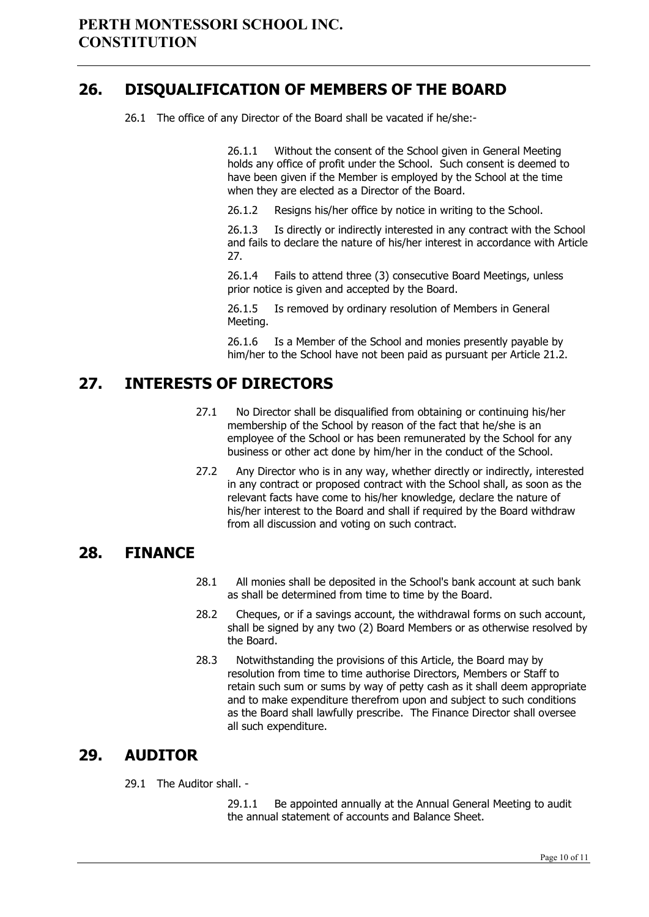## 26. DISQUALIFICATION OF MEMBERS OF THE BOARD

26.1 The office of any Director of the Board shall be vacated if he/she:-

26.1.1 Without the consent of the School given in General Meeting holds any office of profit under the School. Such consent is deemed to have been given if the Member is employed by the School at the time when they are elected as a Director of the Board.

26.1.2 Resigns his/her office by notice in writing to the School.

26.1.3 Is directly or indirectly interested in any contract with the School and fails to declare the nature of his/her interest in accordance with Article 27.

26.1.4 Fails to attend three (3) consecutive Board Meetings, unless prior notice is given and accepted by the Board.

26.1.5 Is removed by ordinary resolution of Members in General Meeting.

26.1.6 Is a Member of the School and monies presently payable by him/her to the School have not been paid as pursuant per Article 21.2.

## 27. INTERESTS OF DIRECTORS

27.1 No Director shall be disqualified from obtaining or continuing his/her membership of the School by reason of the fact that he/she is an employee of the School or has been remunerated by the School for any business or other act done by him/her in the conduct of the School.

27.2 Any Director who is in any way, whether directly or indirectly, interested in any contract or proposed contract with the School shall, as soon as the relevant facts have come to his/her knowledge, declare the nature of his/her interest to the Board and shall if required by the Board withdraw from all discussion and voting on such contract.

## 28. FINANCE

28.1 All monies shall be deposited in the School's bank account at such bank as shall be determined from time to time by the Board.

28.2 Cheques, or if a savings account, the withdrawal forms on such account, shall be signed by any two (2) Board Members or as otherwise resolved by the Board.

28.3 Notwithstanding the provisions of this Article, the Board may by resolution from time to time authorise Directors, Members or Staff to retain such sum or sums by way of petty cash as it shall deem appropriate and to make expenditure therefrom upon and subject to such conditions as the Board shall lawfully prescribe. The Finance Director shall oversee all such expenditure.

## 29. AUDITOR

29.1 The Auditor shall. -

29.1.1 Be appointed annually at the Annual General Meeting to audit the annual statement of accounts and Balance Sheet.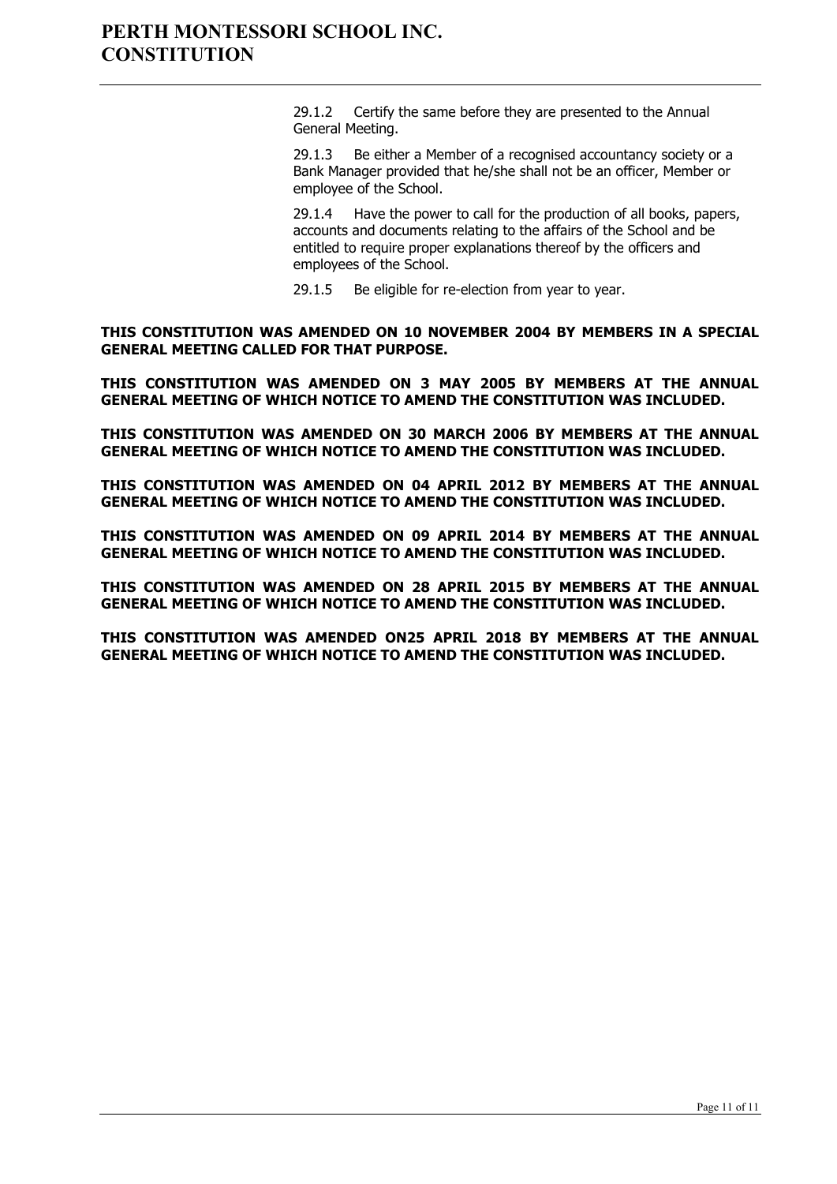29.1.2 Certify the same before they are presented to the Annual General Meeting.

29.1.3 Be either a Member of a recognised accountancy society or a Bank Manager provided that he/she shall not be an officer, Member or employee of the School.

29.1.4 Have the power to call for the production of all books, papers, accounts and documents relating to the affairs of the School and be entitled to require proper explanations thereof by the officers and employees of the School.

29.1.5 Be eligible for re-election from year to year.

**THIS CONSTITUTION WAS AMENDED ON 10 NOVEMBER 2004 BY MEMBERS IN A SPECIAL GENERAL MEETING CALLED FOR THAT PURPOSE.**

**THIS CONSTITUTION WAS AMENDED ON 3 MAY 2005 BY MEMBERS AT THE ANNUAL GENERAL MEETING OF WHICH NOTICE TO AMEND THE CONSTITUTION WAS INCLUDED.**

**THIS CONSTITUTION WAS AMENDED ON 30 MARCH 2006 BY MEMBERS AT THE ANNUAL GENERAL MEETING OF WHICH NOTICE TO AMEND THE CONSTITUTION WAS INCLUDED.**

**THIS CONSTITUTION WAS AMENDED ON 04 APRIL 2012 BY MEMBERS AT THE ANNUAL GENERAL MEETING OF WHICH NOTICE TO AMEND THE CONSTITUTION WAS INCLUDED.**

**THIS CONSTITUTION WAS AMENDED ON 09 APRIL 2014 BY MEMBERS AT THE ANNUAL GENERAL MEETING OF WHICH NOTICE TO AMEND THE CONSTITUTION WAS INCLUDED.**

**THIS CONSTITUTION WAS AMENDED ON 28 APRIL 2015 BY MEMBERS AT THE ANNUAL GENERAL MEETING OF WHICH NOTICE TO AMEND THE CONSTITUTION WAS INCLUDED.**

**THIS CONSTITUTION WAS AMENDED ON25 APRIL 2018 BY MEMBERS AT THE ANNUAL GENERAL MEETING OF WHICH NOTICE TO AMEND THE CONSTITUTION WAS INCLUDED.**